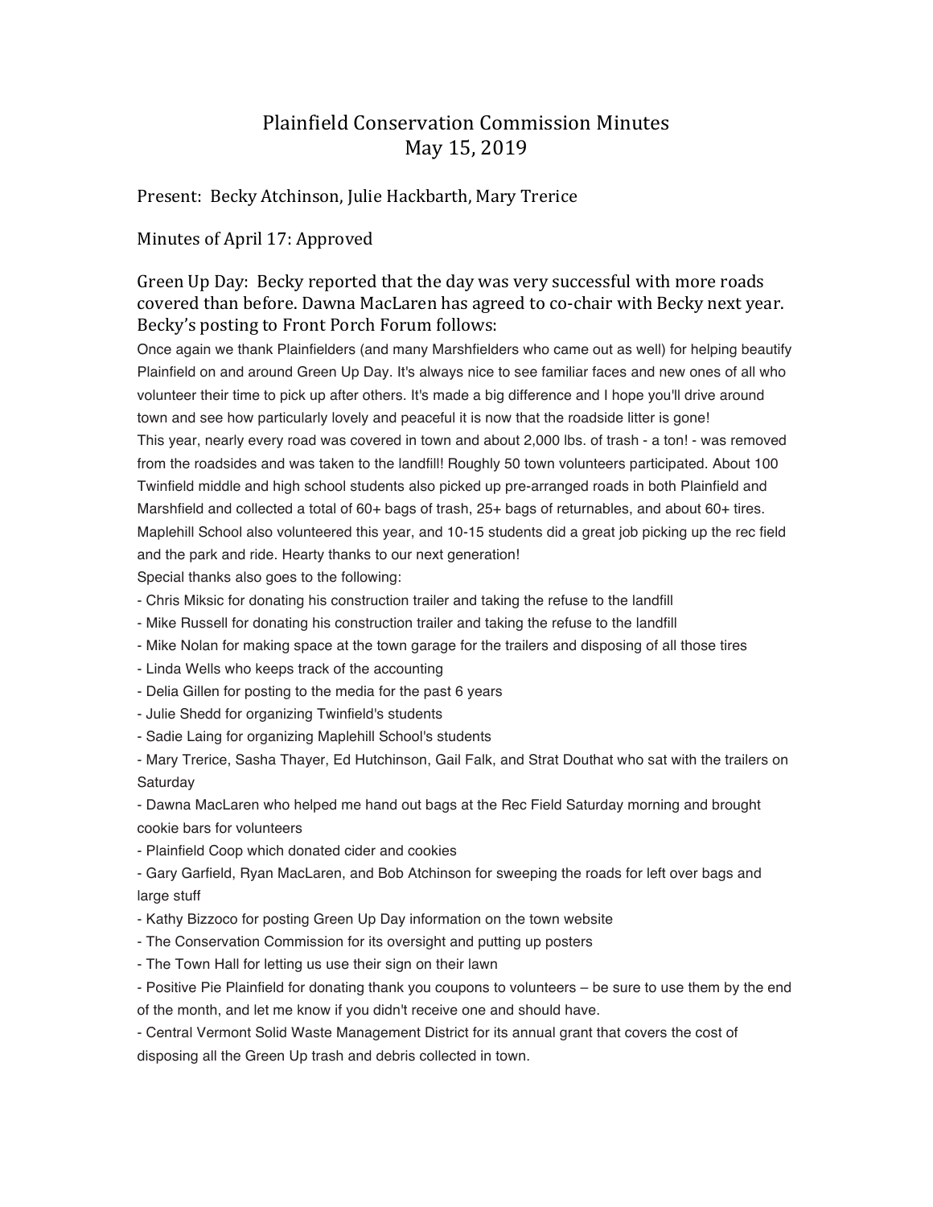# Plainfield Conservation Commission Minutes
# May 15, 2019

Present: Becky Atchinson, Julie Hackbarth, Mary Trerice

Minutes of April 17: Approved

Green Up Day: Becky reported that the day was very successful with more roads covered than before. Dawna MacLaren has agreed to co-chair with Becky next year. Becky's posting to Front Porch Forum follows:

Once again we thank Plainfielders (and many Marshfielders who came out as well) for helping beautify Plainfield on and around Green Up Day. It's always nice to see familiar faces and new ones of all who volunteer their time to pick up after others. It's made a big difference and I hope you'll drive around town and see how particularly lovely and peaceful it is now that the roadside litter is gone!

This year, nearly every road was covered in town and about 2,000 lbs. of trash - a ton! - was removed from the roadsides and was taken to the landfill! Roughly 50 town volunteers participated. About 100 Twinfield middle and high school students also picked up pre-arranged roads in both Plainfield and Marshfield and collected a total of 60+ bags of trash, 25+ bags of returnables, and about 60+ tires. Maplehill School also volunteered this year, and 10-15 students did a great job picking up the rec field and the park and ride. Hearty thanks to our next generation!

Special thanks also goes to the following:

- Chris Miksic for donating his construction trailer and taking the refuse to the landfill
- Mike Russell for donating his construction trailer and taking the refuse to the landfill
- Mike Nolan for making space at the town garage for the trailers and disposing of all those tires
- Linda Wells who keeps track of the accounting
- Delia Gillen for posting to the media for the past 6 years
- Julie Shedd for organizing Twinfield's students
- Sadie Laing for organizing Maplehill School's students
- Mary Trerice, Sasha Thayer, Ed Hutchinson, Gail Falk, and Strat Douthat who sat with the trailers on Saturday
- Dawna MacLaren who helped me hand out bags at the Rec Field Saturday morning and brought cookie bars for volunteers
- Plainfield Coop which donated cider and cookies
- Gary Garfield, Ryan MacLaren, and Bob Atchinson for sweeping the roads for left over bags and large stuff
- Kathy Bizzoco for posting Green Up Day information on the town website
- The Conservation Commission for its oversight and putting up posters
- The Town Hall for letting us use their sign on their lawn
- Positive Pie Plainfield for donating thank you coupons to volunteers – be sure to use them by the end of the month, and let me know if you didn't receive one and should have.
- Central Vermont Solid Waste Management District for its annual grant that covers the cost of disposing all the Green Up trash and debris collected in town.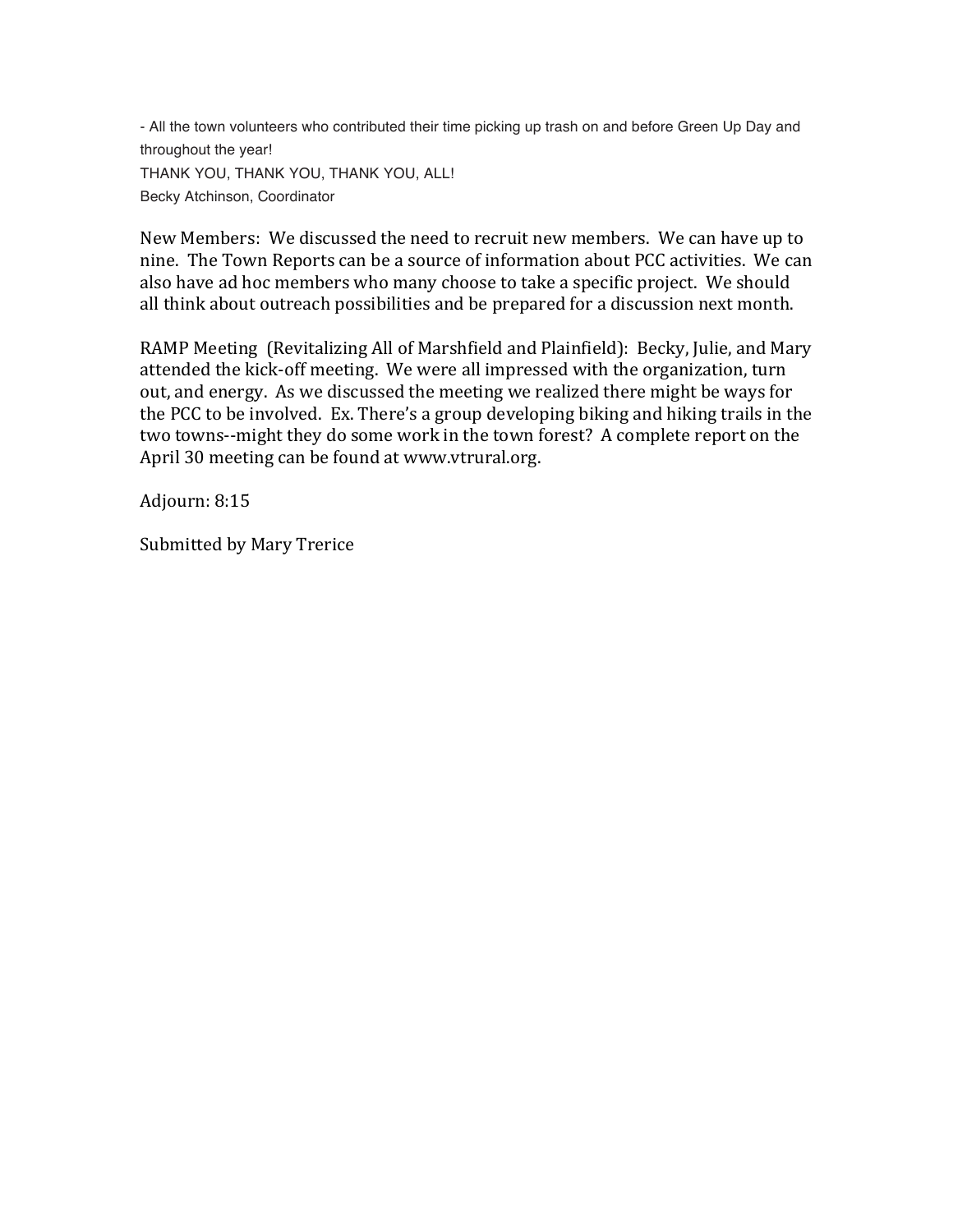- All the town volunteers who contributed their time picking up trash on and before Green Up Day and throughout the year!

THANK YOU, THANK YOU, THANK YOU, ALL!

Becky Atchinson, Coordinator

New Members: We discussed the need to recruit new members. We can have up to nine. The Town Reports can be a source of information about PCC activities. We can also have ad hoc members who many choose to take a specific project. We should all think about outreach possibilities and be prepared for a discussion next month.

RAMP Meeting (Revitalizing All of Marshfield and Plainfield): Becky, Julie, and Mary attended the kick-off meeting. We were all impressed with the organization, turn out, and energy. As we discussed the meeting we realized there might be ways for the PCC to be involved. Ex. There's a group developing biking and hiking trails in the two towns--might they do some work in the town forest? A complete report on the April 30 meeting can be found at www.vtrural.org.

Adjourn: 8:15

Submitted by Mary Trerice